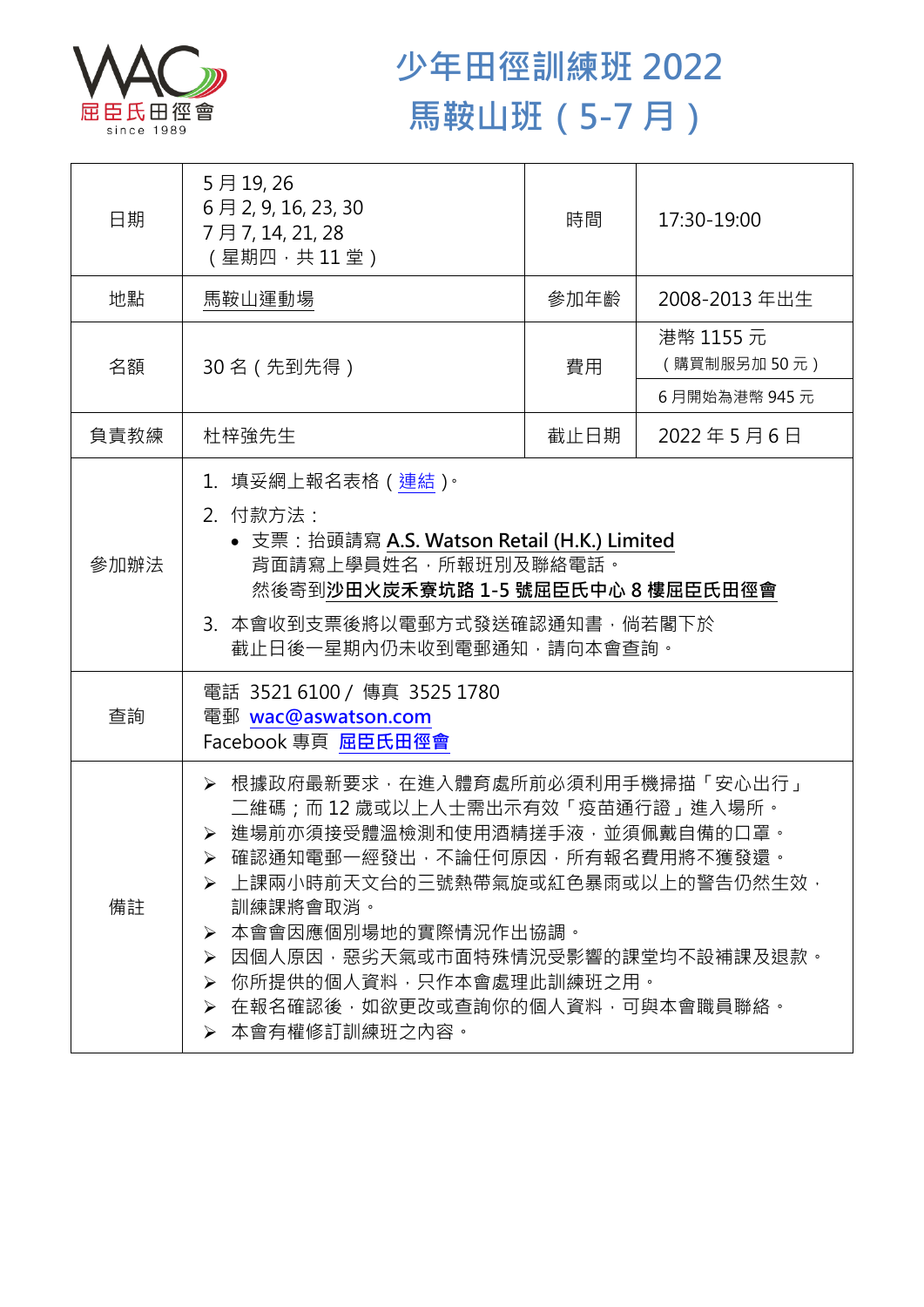屈臣氏田徑會
since 1989

# 少年田徑訓練班 2022
# 馬鞍山班（5-7 月）

| 日期 | 5 月 19, 26<br>6 月 2, 9, 16, 23, 30<br>7 月 7, 14, 21, 28<br>（星期四，共 11 堂） | 時間 | 17:30-19:00 |
|---|---|---|---|
| 地點 | 馬鞍山運動場 | 參加年齡 | 2008-2013 年出生 |
| 名額 | 30 名（先到先得） | 費用 | 港幣 1155 元<br>（購買制服另加 50 元）<br>6 月開始為港幣 945 元 |
| 負責教練 | 杜梓強先生 | 截止日期 | 2022 年 5 月 6 日 |
| 參加辦法 | 1. 填妥網上報名表格（連結）。<br>2. 付款方法：<br>• 支票：抬頭請寫 **A.S. Watson Retail (H.K.) Limited**<br>背面請寫上學員姓名，所報班別及聯絡電話。<br>然後寄到**沙田火炭禾寮坑路 1-5 號屈臣氏中心 8 樓屈臣氏田徑會**<br>3. 本會收到支票後將以電郵方式發送確認通知書，倘若閣下於截止日後一星期內仍未收到電郵通知，請向本會查詢。 | | |
| 查詢 | 電話 3521 6100 / 傳真 3525 1780<br>電郵 wac@aswatson.com<br>Facebook 專頁 屈臣氏田徑會 | | |
| 備註 | ➢ 根據政府最新要求，在進入體育處所前必須利用手機掃描「安心出行」二維碼；而 12 歲或以上人士需出示有效「疫苗通行證」進入場所。<br>➢ 進場前亦須接受體溫檢測和使用酒精搓手液，並須佩戴自備的口罩。<br>➢ 確認通知電郵一經發出，不論任何原因，所有報名費用將不獲發還。<br>➢ 上課兩小時前天文台的三號熱帶氣旋或紅色暴雨或以上的警告仍然生效，訓練課將會取消。<br>➢ 本會會因應個別場地的實際情況作出協調。<br>➢ 因個人原因，惡劣天氣或市面特殊情況受影響的課堂均不設補課及退款。<br>➢ 你所提供的個人資料，只作本會處理此訓練班之用。<br>➢ 在報名確認後，如欲更改或查詢你的個人資料，可與本會職員聯絡。<br>➢ 本會有權修訂訓練班之內容。 | | |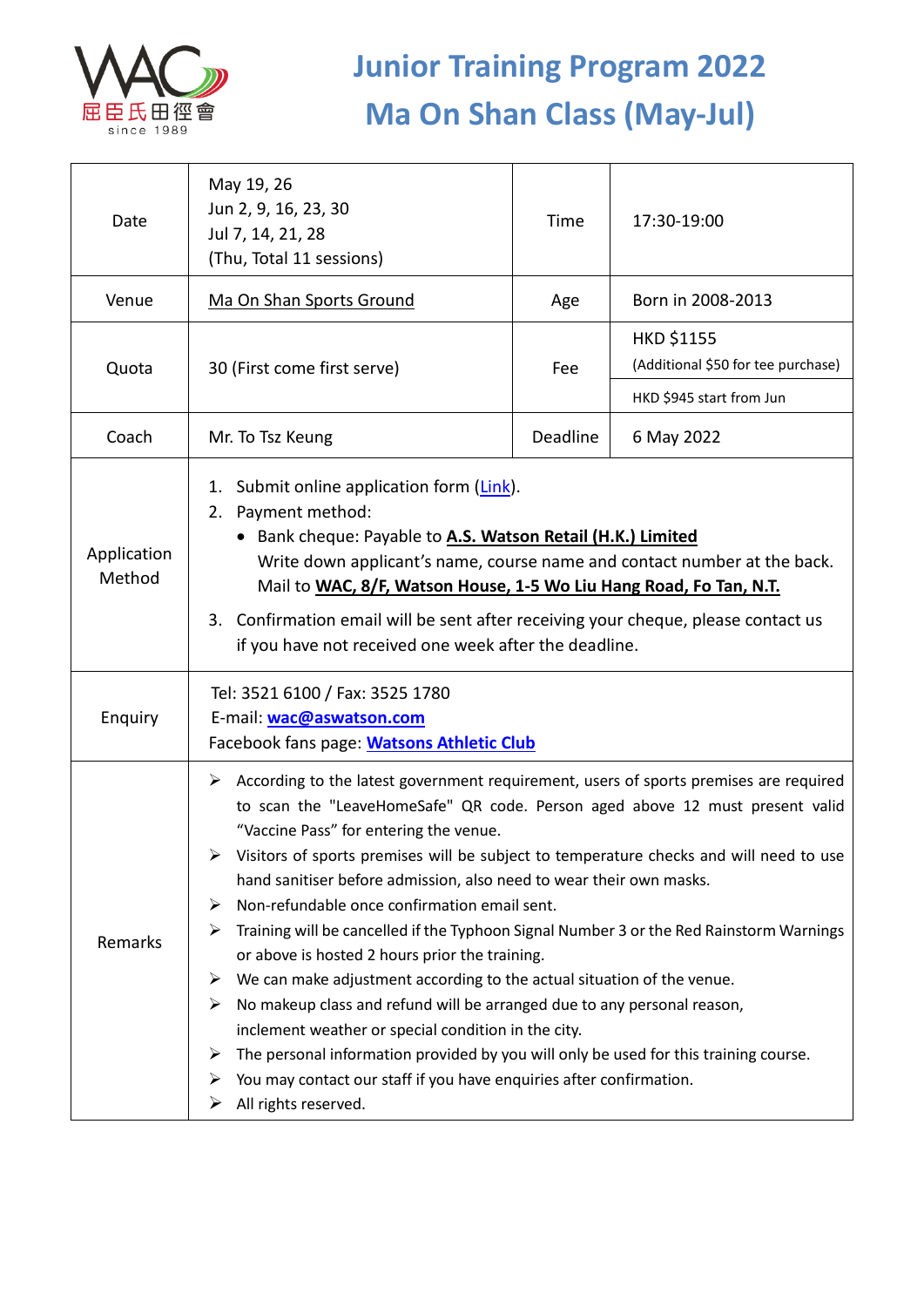# Junior Training Program 2022

# Ma On Shan Class (May-Jul)

| | | | |
|---|---|---|---|
| Date | May 19, 26<br>Jun 2, 9, 16, 23, 30<br>Jul 7, 14, 21, 28<br>(Thu, Total 11 sessions) | Time | 17:30-19:00 |
| Venue | Ma On Shan Sports Ground | Age | Born in 2008-2013 |
| Quota | 30 (First come first serve) | Fee | HKD $1155<br>(Additional $50 for tee purchase)<br>HKD $945 start from Jun |
| Coach | Mr. To Tsz Keung | Deadline | 6 May 2022 |
| Application Method | 1. Submit online application form (Link).<br>2. Payment method:<br>• Bank cheque: Payable to **A.S. Watson Retail (H.K.) Limited**<br>Write down applicant's name, course name and contact number at the back.<br>Mail to **WAC, 8/F, Watson House, 1-5 Wo Liu Hang Road, Fo Tan, N.T.**<br>3. Confirmation email will be sent after receiving your cheque, please contact us if you have not received one week after the deadline. | | |
| Enquiry | Tel: 3521 6100 / Fax: 3525 1780<br>E-mail: **wac@aswatson.com**<br>Facebook fans page: **Watsons Athletic Club** | | |
| Remarks | ➢ According to the latest government requirement, users of sports premises are required to scan the "LeaveHomeSafe" QR code. Person aged above 12 must present valid "Vaccine Pass" for entering the venue.<br>➢ Visitors of sports premises will be subject to temperature checks and will need to use hand sanitiser before admission, also need to wear their own masks.<br>➢ Non-refundable once confirmation email sent.<br>➢ Training will be cancelled if the Typhoon Signal Number 3 or the Red Rainstorm Warnings or above is hosted 2 hours prior the training.<br>➢ We can make adjustment according to the actual situation of the venue.<br>➢ No makeup class and refund will be arranged due to any personal reason, inclement weather or special condition in the city.<br>➢ The personal information provided by you will only be used for this training course.<br>➢ You may contact our staff if you have enquiries after confirmation.<br>➢ All rights reserved. | | |